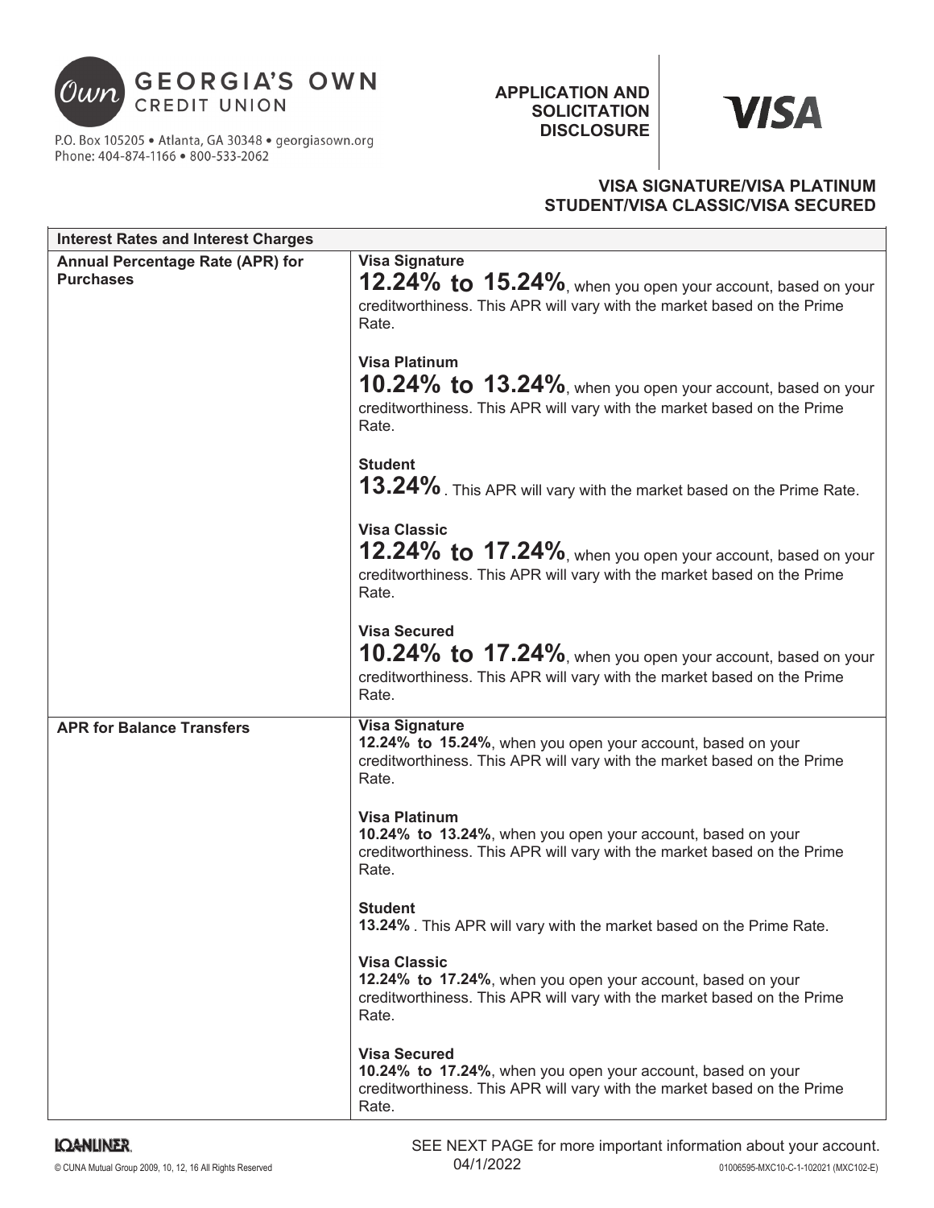# GEORGIA'S OWN CREDIT UNION

P.O. Box 105205 • Atlanta, GA 30348 • georgiasown.org
Phone: 404-874-1166 • 800-533-2062

**APPLICATION AND SOLICITATION DISCLOSURE**

**VISA**

**VISA SIGNATURE/VISA PLATINUM STUDENT/VISA CLASSIC/VISA SECURED**

| **Interest Rates and Interest Charges** | |
|---|---|
| **Annual Percentage Rate (APR) for Purchases** | **Visa Signature**<br>**12.24% to 15.24%**, when you open your account, based on your creditworthiness. This APR will vary with the market based on the Prime Rate.<br><br>**Visa Platinum**<br>**10.24% to 13.24%**, when you open your account, based on your creditworthiness. This APR will vary with the market based on the Prime Rate.<br><br>**Student**<br>**13.24%** . This APR will vary with the market based on the Prime Rate.<br><br>**Visa Classic**<br>**12.24% to 17.24%**, when you open your account, based on your creditworthiness. This APR will vary with the market based on the Prime Rate.<br><br>**Visa Secured**<br>**10.24% to 17.24%**, when you open your account, based on your creditworthiness. This APR will vary with the market based on the Prime Rate. |
| **APR for Balance Transfers** | **Visa Signature**<br>**12.24% to 15.24%**, when you open your account, based on your creditworthiness. This APR will vary with the market based on the Prime Rate.<br><br>**Visa Platinum**<br>**10.24% to 13.24%**, when you open your account, based on your creditworthiness. This APR will vary with the market based on the Prime Rate.<br><br>**Student**<br>**13.24%** . This APR will vary with the market based on the Prime Rate.<br><br>**Visa Classic**<br>**12.24% to 17.24%**, when you open your account, based on your creditworthiness. This APR will vary with the market based on the Prime Rate.<br><br>**Visa Secured**<br>**10.24% to 17.24%**, when you open your account, based on your creditworthiness. This APR will vary with the market based on the Prime Rate. |

SEE NEXT PAGE for more important information about your account.

04/1/2022

LOANLINER.

© CUNA Mutual Group 2009, 10, 12, 16 All Rights Reserved

01006595-MXC10-C-1-102021 (MXC102-E)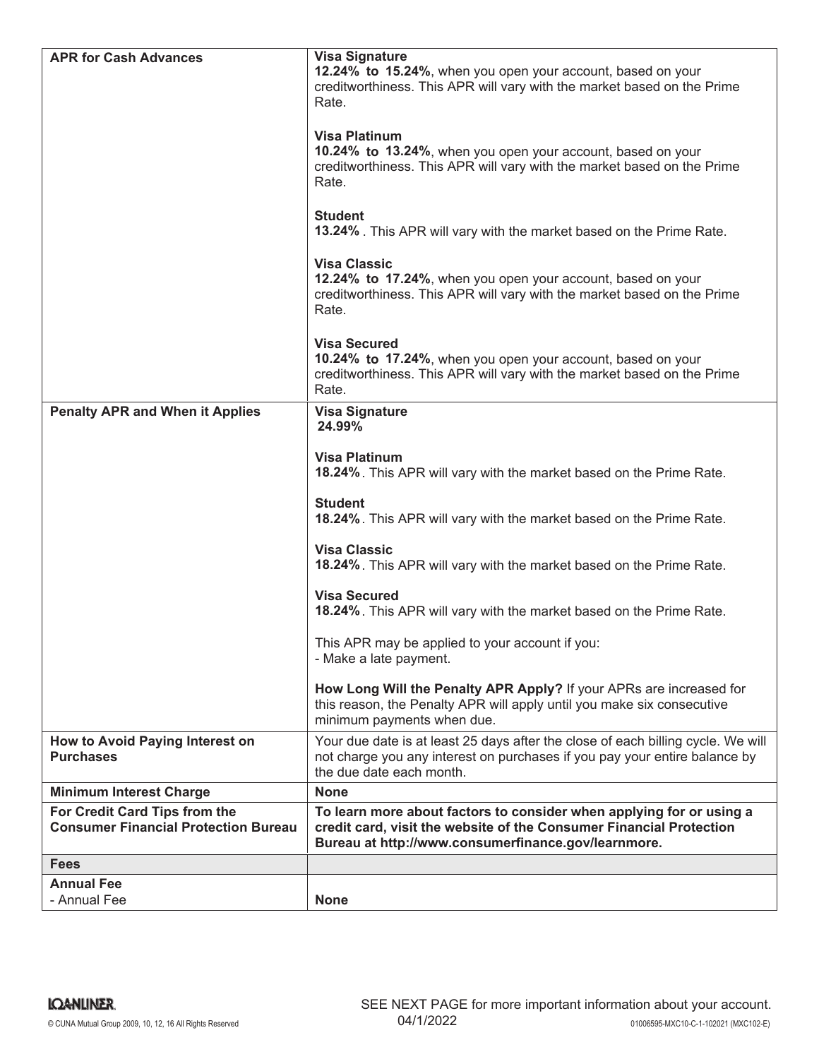| | |
|---|---|
| **APR for Cash Advances** | **Visa Signature**<br>**12.24% to 15.24%**, when you open your account, based on your creditworthiness. This APR will vary with the market based on the Prime Rate.<br><br>**Visa Platinum**<br>**10.24% to 13.24%**, when you open your account, based on your creditworthiness. This APR will vary with the market based on the Prime Rate.<br><br>**Student**<br>**13.24%** . This APR will vary with the market based on the Prime Rate.<br><br>**Visa Classic**<br>**12.24% to 17.24%**, when you open your account, based on your creditworthiness. This APR will vary with the market based on the Prime Rate.<br><br>**Visa Secured**<br>**10.24% to 17.24%**, when you open your account, based on your creditworthiness. This APR will vary with the market based on the Prime Rate. |
| **Penalty APR and When it Applies** | **Visa Signature**<br>**24.99%**<br><br>**Visa Platinum**<br>**18.24%**. This APR will vary with the market based on the Prime Rate.<br><br>**Student**<br>**18.24%**. This APR will vary with the market based on the Prime Rate.<br><br>**Visa Classic**<br>**18.24%**. This APR will vary with the market based on the Prime Rate.<br><br>**Visa Secured**<br>**18.24%**. This APR will vary with the market based on the Prime Rate.<br><br>This APR may be applied to your account if you:<br>- Make a late payment.<br><br>**How Long Will the Penalty APR Apply?** If your APRs are increased for this reason, the Penalty APR will apply until you make six consecutive minimum payments when due. |
| **How to Avoid Paying Interest on Purchases** | Your due date is at least 25 days after the close of each billing cycle. We will not charge you any interest on purchases if you pay your entire balance by the due date each month. |
| **Minimum Interest Charge** | **None** |
| **For Credit Card Tips from the Consumer Financial Protection Bureau** | **To learn more about factors to consider when applying for or using a credit card, visit the website of the Consumer Financial Protection Bureau at http://www.consumerfinance.gov/learnmore.** |
| **Fees** | |
| **Annual Fee**<br>- Annual Fee | <br>**None** |

LOANLINER.

© CUNA Mutual Group 2009, 10, 12, 16 All Rights Reserved

SEE NEXT PAGE for more important information about your account.

04/1/2022

01006595-MXC10-C-1-102021 (MXC102-E)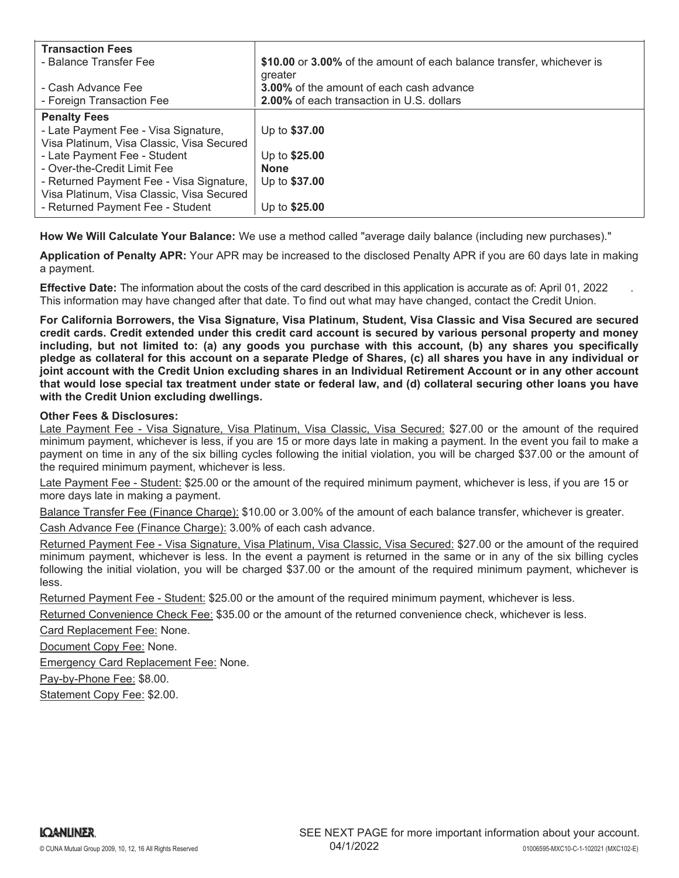| | |
|---|---|
| **Transaction Fees** | |
| - Balance Transfer Fee | **$10.00** or **3.00%** of the amount of each balance transfer, whichever is greater |
| - Cash Advance Fee | **3.00%** of the amount of each cash advance |
| - Foreign Transaction Fee | **2.00%** of each transaction in U.S. dollars |
| **Penalty Fees** | |
| - Late Payment Fee - Visa Signature, Visa Platinum, Visa Classic, Visa Secured | Up to **$37.00** |
| - Late Payment Fee - Student | Up to **$25.00** |
| - Over-the-Credit Limit Fee | **None** |
| - Returned Payment Fee - Visa Signature, Visa Platinum, Visa Classic, Visa Secured | Up to **$37.00** |
| - Returned Payment Fee - Student | Up to **$25.00** |

**How We Will Calculate Your Balance:** We use a method called "average daily balance (including new purchases)."

**Application of Penalty APR:** Your APR may be increased to the disclosed Penalty APR if you are 60 days late in making a payment.

**Effective Date:** The information about the costs of the card described in this application is accurate as of: April 01, 2022 . This information may have changed after that date. To find out what may have changed, contact the Credit Union.

**For California Borrowers, the Visa Signature, Visa Platinum, Student, Visa Classic and Visa Secured are secured credit cards. Credit extended under this credit card account is secured by various personal property and money including, but not limited to: (a) any goods you purchase with this account, (b) any shares you specifically pledge as collateral for this account on a separate Pledge of Shares, (c) all shares you have in any individual or joint account with the Credit Union excluding shares in an Individual Retirement Account or in any other account that would lose special tax treatment under state or federal law, and (d) collateral securing other loans you have with the Credit Union excluding dwellings.**

**Other Fees & Disclosures:**

Late Payment Fee - Visa Signature, Visa Platinum, Visa Classic, Visa Secured: $27.00 or the amount of the required minimum payment, whichever is less, if you are 15 or more days late in making a payment. In the event you fail to make a payment on time in any of the six billing cycles following the initial violation, you will be charged $37.00 or the amount of the required minimum payment, whichever is less.

Late Payment Fee - Student: $25.00 or the amount of the required minimum payment, whichever is less, if you are 15 or more days late in making a payment.

Balance Transfer Fee (Finance Charge): $10.00 or 3.00% of the amount of each balance transfer, whichever is greater.

Cash Advance Fee (Finance Charge): 3.00% of each cash advance.

Returned Payment Fee - Visa Signature, Visa Platinum, Visa Classic, Visa Secured: $27.00 or the amount of the required minimum payment, whichever is less. In the event a payment is returned in the same or in any of the six billing cycles following the initial violation, you will be charged $37.00 or the amount of the required minimum payment, whichever is less.

Returned Payment Fee - Student: $25.00 or the amount of the required minimum payment, whichever is less.

Returned Convenience Check Fee: $35.00 or the amount of the returned convenience check, whichever is less.

Card Replacement Fee: None.

Document Copy Fee: None.

Emergency Card Replacement Fee: None.

Pay-by-Phone Fee: $8.00.

Statement Copy Fee: $2.00.

SEE NEXT PAGE for more important information about your account.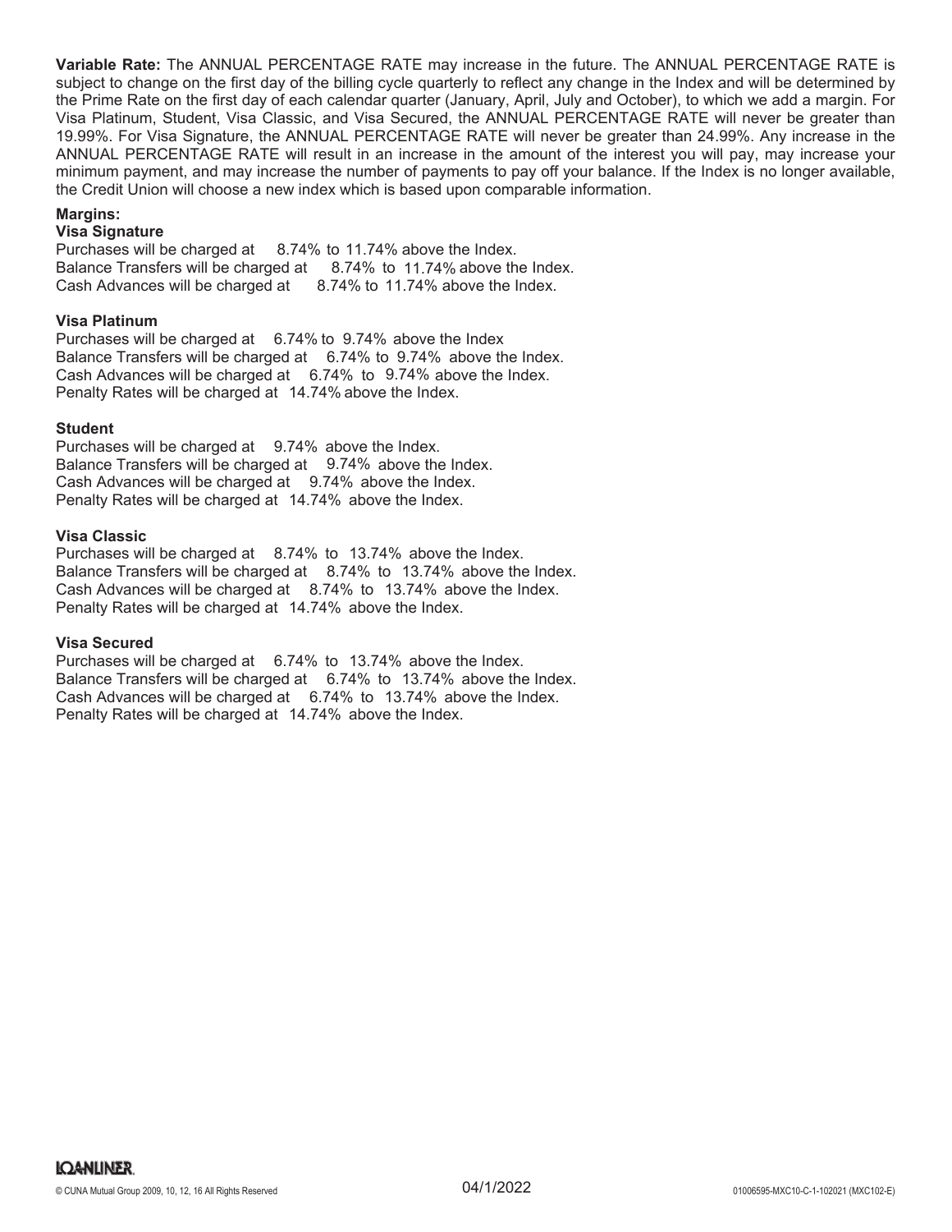**Variable Rate:** The ANNUAL PERCENTAGE RATE may increase in the future. The ANNUAL PERCENTAGE RATE is subject to change on the first day of the billing cycle quarterly to reflect any change in the Index and will be determined by the Prime Rate on the first day of each calendar quarter (January, April, July and October), to which we add a margin. For Visa Platinum, Student, Visa Classic, and Visa Secured, the ANNUAL PERCENTAGE RATE will never be greater than 19.99%. For Visa Signature, the ANNUAL PERCENTAGE RATE will never be greater than 24.99%. Any increase in the ANNUAL PERCENTAGE RATE will result in an increase in the amount of the interest you will pay, may increase your minimum payment, and may increase the number of payments to pay off your balance. If the Index is no longer available, the Credit Union will choose a new index which is based upon comparable information.

**Margins:**

**Visa Signature**

Purchases will be charged at 8.74% to 11.74% above the Index.
Balance Transfers will be charged at 8.74% to 11.74% above the Index.
Cash Advances will be charged at 8.74% to 11.74% above the Index.

**Visa Platinum**

Purchases will be charged at 6.74% to 9.74% above the Index
Balance Transfers will be charged at 6.74% to 9.74% above the Index.
Cash Advances will be charged at 6.74% to 9.74% above the Index.
Penalty Rates will be charged at 14.74% above the Index.

**Student**

Purchases will be charged at 9.74% above the Index.
Balance Transfers will be charged at 9.74% above the Index.
Cash Advances will be charged at 9.74% above the Index.
Penalty Rates will be charged at 14.74% above the Index.

**Visa Classic**

Purchases will be charged at 8.74% to 13.74% above the Index.
Balance Transfers will be charged at 8.74% to 13.74% above the Index.
Cash Advances will be charged at 8.74% to 13.74% above the Index.
Penalty Rates will be charged at 14.74% above the Index.

**Visa Secured**

Purchases will be charged at 6.74% to 13.74% above the Index.
Balance Transfers will be charged at 6.74% to 13.74% above the Index.
Cash Advances will be charged at 6.74% to 13.74% above the Index.
Penalty Rates will be charged at 14.74% above the Index.

LOANLINER

© CUNA Mutual Group 2009, 10, 12, 16 All Rights Reserved 04/1/2022 01006595-MXC10-C-1-102021 (MXC102-E)